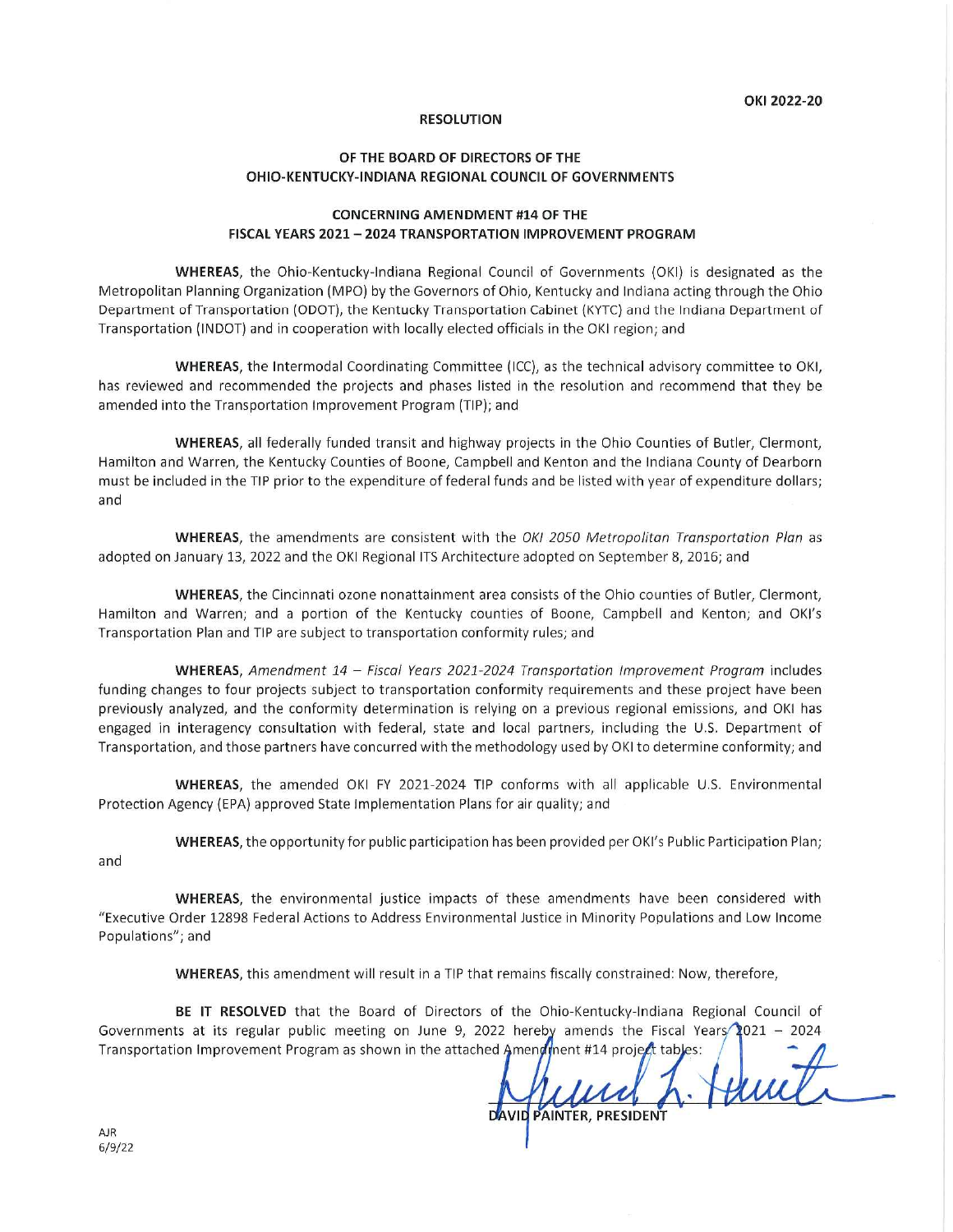OKI 2022-20

# RESOLUTION

## OF THE BOARD OF DIRECTORS OF THE OHIO-KENTUCKY-INDIANA REGIONAL COUNCIL OF GOVERNMENTS

## CONCERNING AMENDMENT #14 OF THE FISCAL YEARS 2021 – 2024 TRANSPORTATION IMPROVEMENT PROGRAM

**WHEREAS,** the Ohio-Kentucky-Indiana Regional Council of Governments (OKI) is designated as the Metropolitan Planning Organization (MPO) by the Governors of Ohio, Kentucky and Indiana acting through the Ohio Department of Transportation (ODOT), the Kentucky Transportation Cabinet (KYTC) and the Indiana Department of Transportation (INDOT) and in cooperation with locally elected officials in the OKI region; and

**WHEREAS,** the Intermodal Coordinating Committee (ICC), as the technical advisory committee to OKI, has reviewed and recommended the projects and phases listed in the resolution and recommend that they be amended into the Transportation Improvement Program (TIP); and

**WHEREAS,** all federally funded transit and highway projects in the Ohio Counties of Butler, Clermont, Hamilton and Warren, the Kentucky Counties of Boone, Campbell and Kenton and the Indiana County of Dearborn must be included in the TIP prior to the expenditure of federal funds and be listed with year of expenditure dollars; and

**WHEREAS,** the amendments are consistent with the *OKI 2050 Metropolitan Transportation Plan* as adopted on January 13, 2022 and the OKI Regional ITS Architecture adopted on September 8, 2016; and

**WHEREAS,** the Cincinnati ozone nonattainment area consists of the Ohio counties of Butler, Clermont, Hamilton and Warren; and a portion of the Kentucky counties of Boone, Campbell and Kenton; and OKI's Transportation Plan and TIP are subject to transportation conformity rules; and

**WHEREAS,** *Amendment 14 – Fiscal Years 2021-2024 Transportation Improvement Program* includes funding changes to four projects subject to transportation conformity requirements and these project have been previously analyzed, and the conformity determination is relying on a previous regional emissions, and OKI has engaged in interagency consultation with federal, state and local partners, including the U.S. Department of Transportation, and those partners have concurred with the methodology used by OKI to determine conformity; and

**WHEREAS,** the amended OKI FY 2021-2024 TIP conforms with all applicable U.S. Environmental Protection Agency (EPA) approved State Implementation Plans for air quality; and

**WHEREAS,** the opportunity for public participation has been provided per OKI's Public Participation Plan; and

**WHEREAS,** the environmental justice impacts of these amendments have been considered with "Executive Order 12898 Federal Actions to Address Environmental Justice in Minority Populations and Low Income Populations"; and

**WHEREAS,** this amendment will result in a TIP that remains fiscally constrained: Now, therefore,

**BE IT RESOLVED** that the Board of Directors of the Ohio-Kentucky-Indiana Regional Council of Governments at its regular public meeting on June 9, 2022 hereby amends the Fiscal Years 2021 – 2024 Transportation Improvement Program as shown in the attached Amendment #14 project tables:

DAVID PAINTER, PRESIDENT

AJR
6/9/22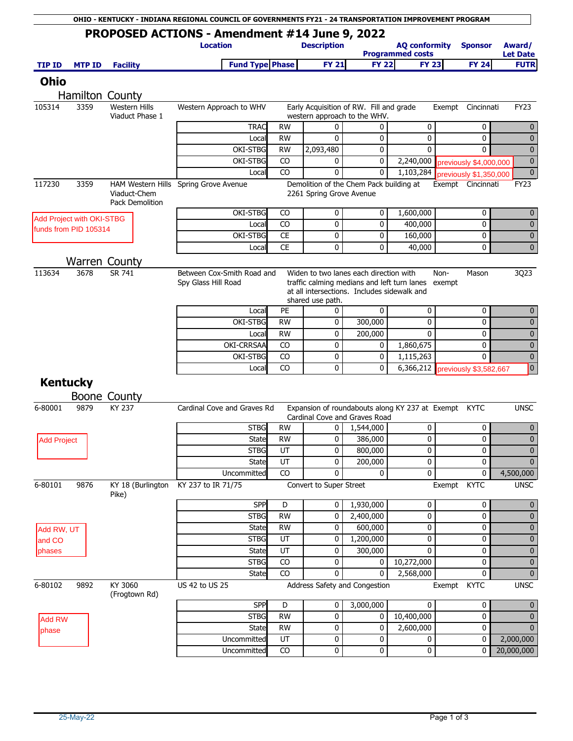**OHIO - KENTUCKY - INDIANA REGIONAL COUNCIL OF GOVERNMENTS FY21 - 24 TRANSPORTATION IMPROVEMENT PROGRAM**

# PROPOSED ACTIONS - Amendment #14 June 9, 2022

| TIP ID | MTP ID | Facility | Location / Fund Type | Phase | Description / FY 21 | FY 22 | AQ conformity / FY 23 | Sponsor / FY 24 | Award/Let Date / FUTR |
|---|---|---|---|---|---|---|---|---|---|

## Ohio

### Hamilton County

| TIP ID | MTP ID | Facility | Location / Fund Type | Phase | Description / FY 21 | FY 22 | AQ conformity / FY 23 | Sponsor / FY 24 | Award/Let Date / FUTR |
|---|---|---|---|---|---|---|---|---|---|
| 105314 | 3359 | Western Hills Viaduct Phase 1 | Western Approach to WHV | | Early Acquisition of RW. Fill and grade western approach to the WHV. | | Exempt | Cincinnati | FY23 |
| | | | TRAC | RW | 0 | 0 | 0 | 0 | 0 |
| | | | Local | RW | 0 | 0 | 0 | 0 | 0 |
| | | | OKI-STBG | RW | 2,093,480 | 0 | 0 | 0 | 0 |
| | | | OKI-STBG | CO | 0 | 0 | 2,240,000 | previously $4,000,000 | 0 |
| | | | Local | CO | 0 | 0 | 1,103,284 | previously $1,350,000 | 0 |
| 117230 | 3359 | HAM Western Hills Viaduct-Chem Pack Demolition | Spring Grove Avenue | | Demolition of the Chem Pack building at 2261 Spring Grove Avenue | | Exempt | Cincinnati | FY23 |
| Add Project with OKI-STBG funds from PID 105314 | | | OKI-STBG | CO | 0 | 0 | 1,600,000 | 0 | 0 |
| | | | Local | CO | 0 | 0 | 400,000 | 0 | 0 |
| | | | OKI-STBG | CE | 0 | 0 | 160,000 | 0 | 0 |
| | | | Local | CE | 0 | 0 | 40,000 | 0 | 0 |

### Warren County

| TIP ID | MTP ID | Facility | Location / Fund Type | Phase | Description / FY 21 | FY 22 | AQ conformity / FY 23 | Sponsor / FY 24 | Award/Let Date / FUTR |
|---|---|---|---|---|---|---|---|---|---|
| 113634 | 3678 | SR 741 | Between Cox-Smith Road and Spy Glass Hill Road | | Widen to two lanes each direction with traffic calming medians and left turn lanes at all intersections. Includes sidewalk and shared use path. | | Non-exempt | Mason | 3Q23 |
| | | | Local | PE | 0 | 0 | 0 | 0 | 0 |
| | | | OKI-STBG | RW | 0 | 300,000 | 0 | 0 | 0 |
| | | | Local | RW | 0 | 200,000 | 0 | 0 | 0 |
| | | | OKI-CRRSAA | CO | 0 | 0 | 1,860,675 | 0 | 0 |
| | | | OKI-STBG | CO | 0 | 0 | 1,115,263 | 0 | 0 |
| | | | Local | CO | 0 | 0 | 6,366,212 | previously $3,582,667 | 0 |

## Kentucky

### Boone County

| TIP ID | MTP ID | Facility | Location / Fund Type | Phase | Description / FY 21 | FY 22 | AQ conformity / FY 23 | Sponsor / FY 24 | Award/Let Date / FUTR |
|---|---|---|---|---|---|---|---|---|---|
| 6-80001 | 9879 | KY 237 | Cardinal Cove and Graves Rd | | Expansion of roundabouts along KY 237 at Cardinal Cove and Graves Road | | Exempt | KYTC | UNSC |
| Add Project | | | STBG | RW | 0 | 1,544,000 | 0 | 0 | 0 |
| | | | State | RW | 0 | 386,000 | 0 | 0 | 0 |
| | | | STBG | UT | 0 | 800,000 | 0 | 0 | 0 |
| | | | State | UT | 0 | 200,000 | 0 | 0 | 0 |
| | | | Uncommitted | CO | 0 | 0 | 0 | 0 | 4,500,000 |
| 6-80101 | 9876 | KY 18 (Burlington Pike) | KY 237 to IR 71/75 | | Convert to Super Street | | Exempt | KYTC | UNSC |
| | | | SPP | D | 0 | 1,930,000 | 0 | 0 | 0 |
| Add RW, UT and CO phases | | | STBG | RW | 0 | 2,400,000 | 0 | 0 | 0 |
| | | | State | RW | 0 | 600,000 | 0 | 0 | 0 |
| | | | STBG | UT | 0 | 1,200,000 | 0 | 0 | 0 |
| | | | State | UT | 0 | 300,000 | 0 | 0 | 0 |
| | | | STBG | CO | 0 | 0 | 10,272,000 | 0 | 0 |
| | | | State | CO | 0 | 0 | 2,568,000 | 0 | 0 |
| 6-80102 | 9892 | KY 3060 (Frogtown Rd) | US 42 to US 25 | | Address Safety and Congestion | | Exempt | KYTC | UNSC |
| | | | SPP | D | 0 | 3,000,000 | 0 | 0 | 0 |
| Add RW phase | | | STBG | RW | 0 | 0 | 10,400,000 | 0 | 0 |
| | | | State | RW | 0 | 0 | 2,600,000 | 0 | 0 |
| | | | Uncommitted | UT | 0 | 0 | 0 | 0 | 2,000,000 |
| | | | Uncommitted | CO | 0 | 0 | 0 | 0 | 20,000,000 |

25-May-22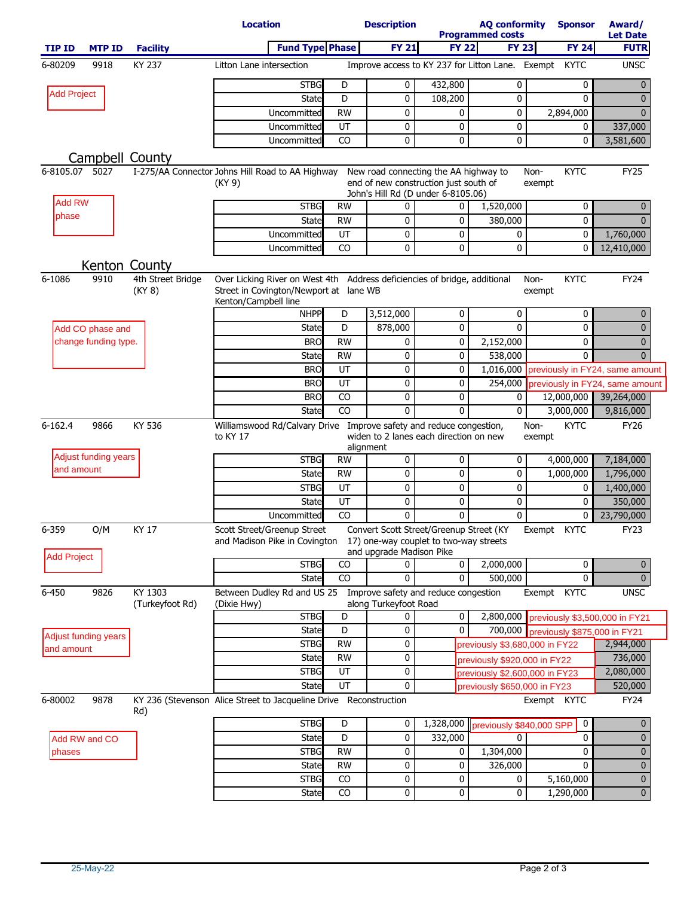| TIP ID | MTP ID | Facility | Location | Description | AQ conformity | Sponsor | Award/ Let Date |
|---|---|---|---|---|---|---|---|
| | | | Fund Type | Phase | Programmed costs FY 21 | FY 22 | FY 23 | FY 24 | FUTR |

| TIP ID | MTP ID | Facility | Location / Fund Type | Phase | FY 21 | FY 22 | FY 23 | FY 24 | FUTR |
|---|---|---|---|---|---|---|---|---|---|
| 6-80209 | 9918 | KY 237 | Litton Lane intersection | Improve access to KY 237 for Litton Lane. | Exempt | | KYTC | | UNSC |
| Add Project | | | STBG | D | 0 | 432,800 | 0 | 0 | 0 |
| | | | State | D | 0 | 108,200 | 0 | 0 | 0 |
| | | | Uncommitted | RW | 0 | 0 | 0 | 2,894,000 | 0 |
| | | | Uncommitted | UT | 0 | 0 | 0 | 0 | 337,000 |
| | | | Uncommitted | CO | 0 | 0 | 0 | 0 | 3,581,600 |

## Campbell County

| TIP ID | MTP ID | Facility | Location / Fund Type | Phase | FY 21 | FY 22 | FY 23 | FY 24 | FUTR |
|---|---|---|---|---|---|---|---|---|---|
| 6-8105.07 | 5027 | I-275/AA Connector | Johns Hill Road to AA Highway (KY 9) | New road connecting the AA highway to end of new construction just south of John's Hill Rd (D under 6-8105.06) | Non-exempt | | KYTC | | FY25 |
| Add RW phase | | | STBG | RW | 0 | 0 | 1,520,000 | 0 | 0 |
| | | | State | RW | 0 | 0 | 380,000 | 0 | 0 |
| | | | Uncommitted | UT | 0 | 0 | 0 | 0 | 1,760,000 |
| | | | Uncommitted | CO | 0 | 0 | 0 | 0 | 12,410,000 |

## Kenton County

| TIP ID | MTP ID | Facility | Location / Fund Type | Phase | FY 21 | FY 22 | FY 23 | FY 24 | FUTR |
|---|---|---|---|---|---|---|---|---|---|
| 6-1086 | 9910 | 4th Street Bridge (KY 8) | Over Licking River on West 4th Street in Covington/Newport at Kenton/Campbell line | Address deficiencies of bridge, additional lane WB | Non-exempt | | KYTC | | FY24 |
| Add CO phase and change funding type. | | | NHPP | D | 3,512,000 | 0 | 0 | 0 | 0 |
| | | | State | D | 878,000 | 0 | 0 | 0 | 0 |
| | | | BRO | RW | 0 | 0 | 2,152,000 | 0 | 0 |
| | | | State | RW | 0 | 0 | 538,000 | 0 | 0 |
| | | | BRO | UT | 0 | 0 | 1,016,000 | previously in FY24, same amount | |
| | | | BRO | UT | 0 | 0 | 254,000 | previously in FY24, same amount | |
| | | | BRO | CO | 0 | 0 | 0 | 12,000,000 | 39,264,000 |
| | | | State | CO | 0 | 0 | 0 | 3,000,000 | 9,816,000 |
| 6-162.4 | 9866 | KY 536 | Williamswood Rd/Calvary Drive to KY 17 | Improve safety and reduce congestion, widen to 2 lanes each direction on new alignment | Non-exempt | | KYTC | | FY26 |
| Adjust funding years and amount | | | STBG | RW | 0 | 0 | 0 | 4,000,000 | 7,184,000 |
| | | | State | RW | 0 | 0 | 0 | 1,000,000 | 1,796,000 |
| | | | STBG | UT | 0 | 0 | 0 | 0 | 1,400,000 |
| | | | State | UT | 0 | 0 | 0 | 0 | 350,000 |
| | | | Uncommitted | CO | 0 | 0 | 0 | 0 | 23,790,000 |
| 6-359 | O/M | KY 17 | Scott Street/Greenup Street and Madison Pike in Covington | Convert Scott Street/Greenup Street (KY 17) one-way couplet to two-way streets and upgrade Madison Pike | Exempt | | KYTC | | FY23 |
| Add Project | | | STBG | CO | 0 | 0 | 2,000,000 | 0 | 0 |
| | | | State | CO | 0 | 0 | 500,000 | 0 | 0 |
| 6-450 | 9826 | KY 1303 (Turkeyfoot Rd) | Between Dudley Rd and US 25 (Dixie Hwy) | Improve safety and reduce congestion along Turkeyfoot Road | Exempt | | KYTC | | UNSC |
| Adjust funding years and amount | | | STBG | D | 0 | 0 | 2,800,000 | previously $3,500,000 in FY21 | |
| | | | State | D | 0 | 0 | 700,000 | previously $875,000 in FY21 | |
| | | | STBG | RW | 0 | previously $3,680,000 in FY22 | | | 2,944,000 |
| | | | State | RW | 0 | previously $920,000 in FY22 | | | 736,000 |
| | | | STBG | UT | 0 | previously $2,600,000 in FY23 | | | 2,080,000 |
| | | | State | UT | 0 | previously $650,000 in FY23 | | | 520,000 |
| 6-80002 | 9878 | KY 236 (Stevenson Rd) | Alice Street to Jacqueline Drive | Reconstruction | Exempt | | KYTC | | FY24 |
| Add RW and CO phases | | | STBG | D | 0 | 1,328,000 | previously $840,000 SPP | 0 | 0 |
| | | | State | D | 0 | 332,000 | 0 | 0 | 0 |
| | | | STBG | RW | 0 | 0 | 1,304,000 | 0 | 0 |
| | | | State | RW | 0 | 0 | 326,000 | 0 | 0 |
| | | | STBG | CO | 0 | 0 | 0 | 5,160,000 | 0 |
| | | | State | CO | 0 | 0 | 0 | 1,290,000 | 0 |

25-May-22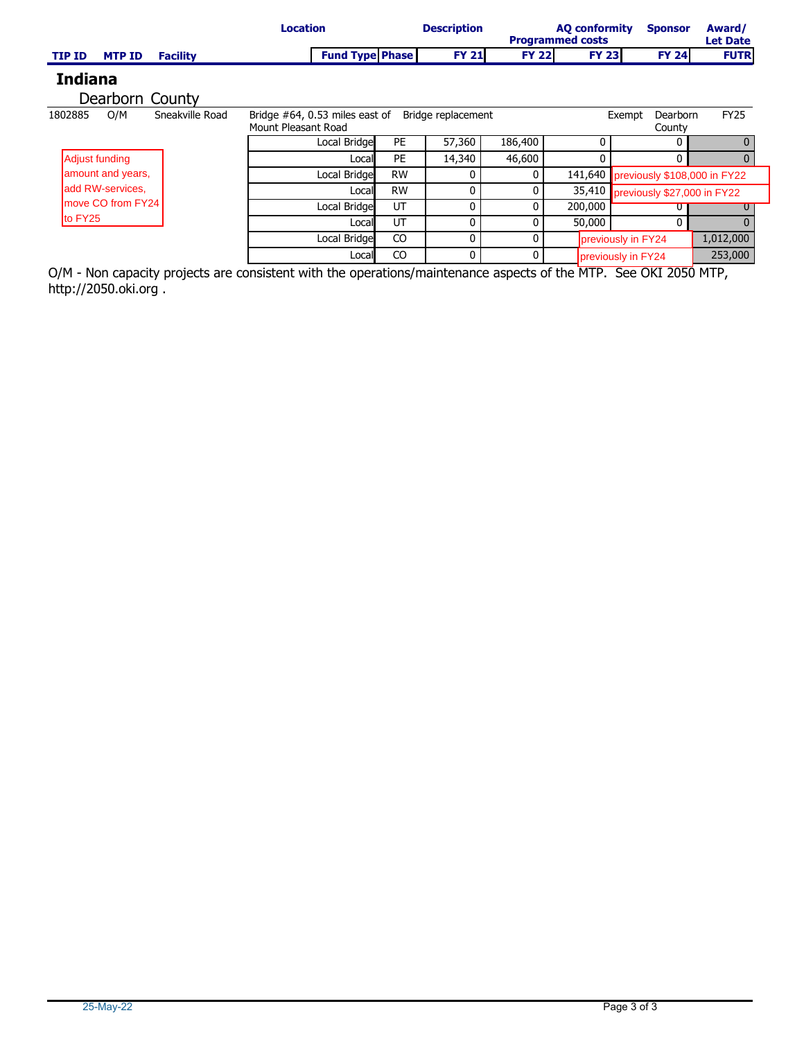| TIP ID | MTP ID | Facility | Location | Description | AQ conformity | Sponsor | Award/ Let Date |
|---|---|---|---|---|---|---|---|
| | | | Fund Type | Phase | FY 21 | FY 22 | FY 23 | FY 24 | FUTR |

## Indiana

### Dearborn County

| TIP ID | MTP ID | Facility | Fund Type | Phase | FY 21 | FY 22 | FY 23 | FY 24 | FUTR |
|---|---|---|---|---|---|---|---|---|---|
| 1802885 | O/M | Sneakville Road | Bridge #64, 0.53 miles east of Mount Pleasant Road | Bridge replacement | | | Exempt | Dearborn County | FY25 |
| | | | Local Bridge | PE | 57,360 | 186,400 | 0 | 0 | 0 |
| Adjust funding amount and years, add RW-services, move CO from FY24 to FY25 | | | Local | PE | 14,340 | 46,600 | 0 | 0 | 0 |
| | | | Local Bridge | RW | 0 | 0 | 141,640 | previously $108,000 in FY22 | |
| | | | Local | RW | 0 | 0 | 35,410 | previously $27,000 in FY22 | |
| | | | Local Bridge | UT | 0 | 0 | 200,000 | 0 | 0 |
| | | | Local | UT | 0 | 0 | 50,000 | 0 | 0 |
| | | | Local Bridge | CO | 0 | 0 | previously in FY24 | | 1,012,000 |
| | | | Local | CO | 0 | 0 | previously in FY24 | | 253,000 |

O/M - Non capacity projects are consistent with the operations/maintenance aspects of the MTP. See OKI 2050 MTP, http://2050.oki.org .

25-May-22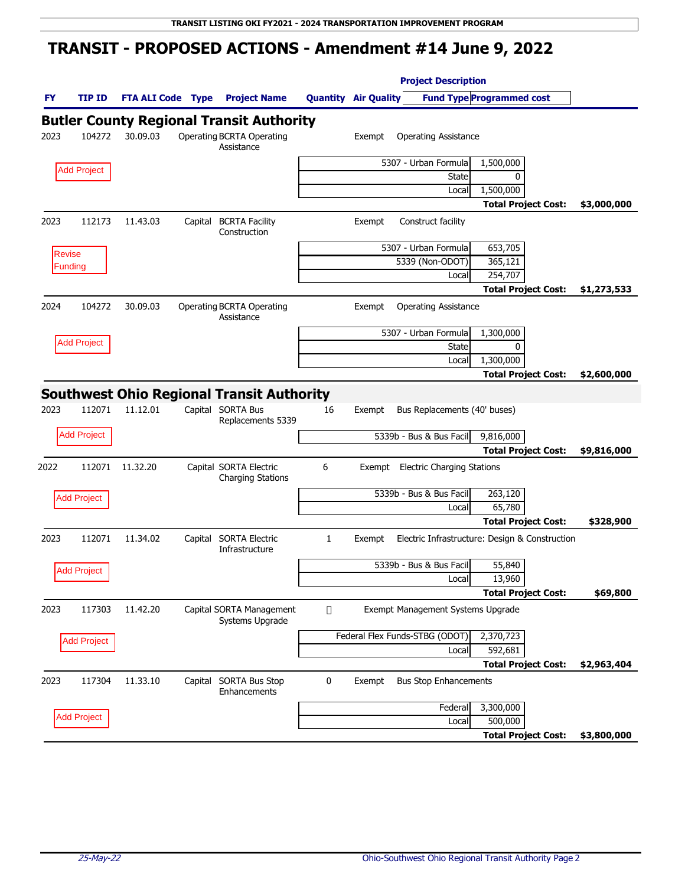**TRANSIT LISTING OKI FY2021 - 2024 TRANSPORTATION IMPROVEMENT PROGRAM**

# TRANSIT - PROPOSED ACTIONS - Amendment #14 June 9, 2022

| FY | TIP ID | FTA ALI Code | Type | Project Name | Quantity | Air Quality | Project Description / Fund Type | Programmed cost | |
|---|---|---|---|---|---|---|---|---|---|

## Butler County Regional Transit Authority

| FY | TIP ID | FTA ALI Code | Type | Project Name | Quantity | Air Quality | Project Description / Fund Type | Programmed cost | Total |
|---|---|---|---|---|---|---|---|---|---|
| 2023 | 104272 | 30.09.03 | Operating | BCRTA Operating Assistance | | Exempt | Operating Assistance | | |
| Add Project | | | | | | | 5307 - Urban Formula | 1,500,000 | |
| | | | | | | | State | 0 | |
| | | | | | | | Local | 1,500,000 | |
| | | | | | | | | Total Project Cost: | $3,000,000 |
| 2023 | 112173 | 11.43.03 | Capital | BCRTA Facility Construction | | Exempt | Construct facility | | |
| Revise Funding | | | | | | | 5307 - Urban Formula | 653,705 | |
| | | | | | | | 5339 (Non-ODOT) | 365,121 | |
| | | | | | | | Local | 254,707 | |
| | | | | | | | | Total Project Cost: | $1,273,533 |
| 2024 | 104272 | 30.09.03 | Operating | BCRTA Operating Assistance | | Exempt | Operating Assistance | | |
| Add Project | | | | | | | 5307 - Urban Formula | 1,300,000 | |
| | | | | | | | State | 0 | |
| | | | | | | | Local | 1,300,000 | |
| | | | | | | | | Total Project Cost: | $2,600,000 |

## Southwest Ohio Regional Transit Authority

| FY | TIP ID | FTA ALI Code | Type | Project Name | Quantity | Air Quality | Project Description / Fund Type | Programmed cost | Total |
|---|---|---|---|---|---|---|---|---|---|
| 2023 | 112071 | 11.12.01 | Capital | SORTA Bus Replacements 5339 | 16 | Exempt | Bus Replacements (40' buses) | | |
| Add Project | | | | | | | 5339b - Bus & Bus Facil | 9,816,000 | |
| | | | | | | | | Total Project Cost: | $9,816,000 |
| 2022 | 112071 | 11.32.20 | Capital | SORTA Electric Charging Stations | 6 | Exempt | Electric Charging Stations | | |
| Add Project | | | | | | | 5339b - Bus & Bus Facil | 263,120 | |
| | | | | | | | Local | 65,780 | |
| | | | | | | | | Total Project Cost: | $328,900 |
| 2023 | 112071 | 11.34.02 | Capital | SORTA Electric Infrastructure | 1 | Exempt | Electric Infrastructure: Design & Construction | | |
| Add Project | | | | | | | 5339b - Bus & Bus Facil | 55,840 | |
| | | | | | | | Local | 13,960 | |
| | | | | | | | | Total Project Cost: | $69,800 |
| 2023 | 117303 | 11.42.20 | Capital | SORTA Management Systems Upgrade | | Exempt | Management Systems Upgrade | | |
| Add Project | | | | | | | Federal Flex Funds-STBG (ODOT) | 2,370,723 | |
| | | | | | | | Local | 592,681 | |
| | | | | | | | | Total Project Cost: | $2,963,404 |
| 2023 | 117304 | 11.33.10 | Capital | SORTA Bus Stop Enhancements | 0 | Exempt | Bus Stop Enhancements | | |
| Add Project | | | | | | | Federal | 3,300,000 | |
| | | | | | | | Local | 500,000 | |
| | | | | | | | | Total Project Cost: | $3,800,000 |